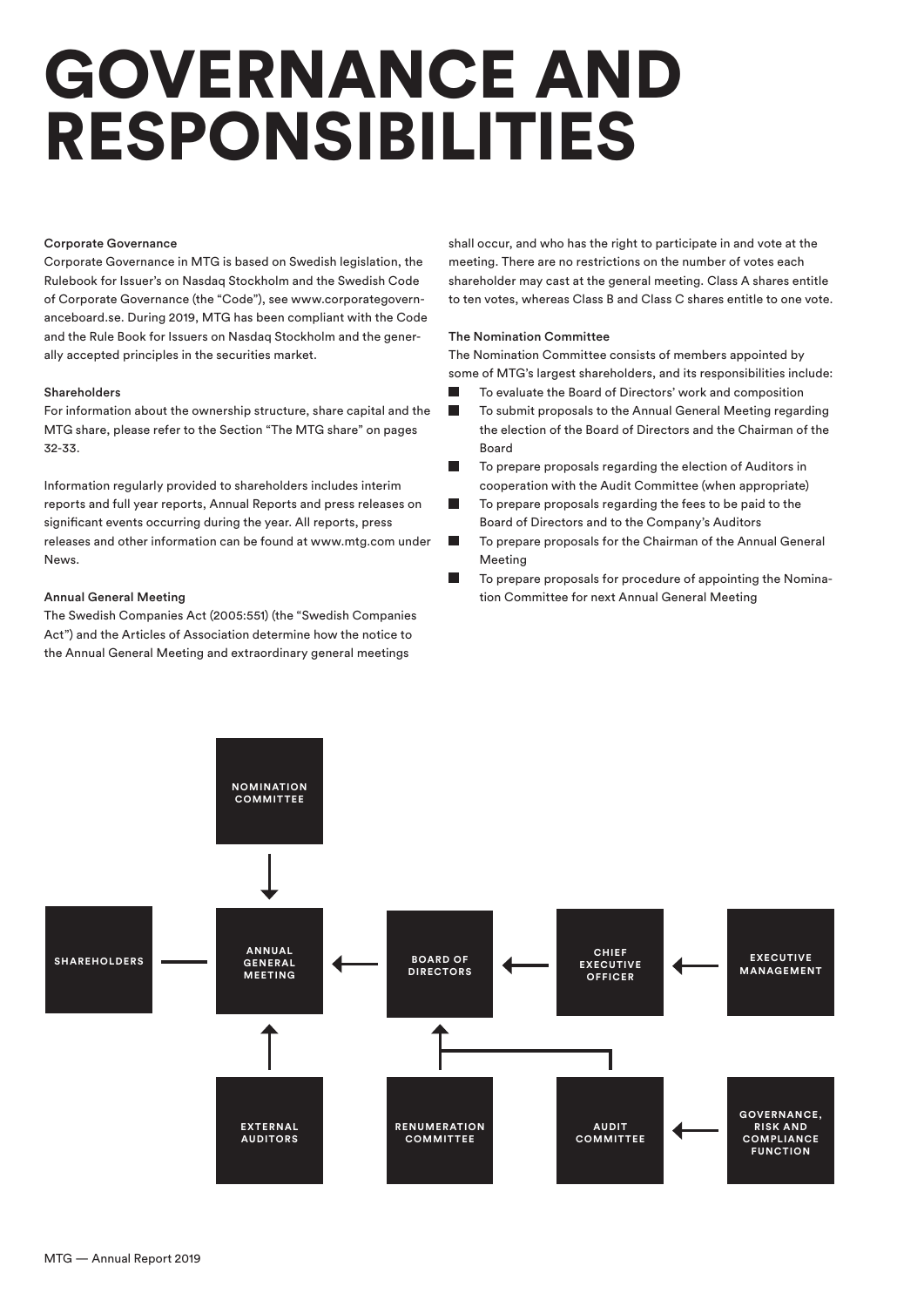# GOVERNANCE AND RESPONSIBILITIES

### Corporate Governance

Corporate Governance in MTG is based on Swedish legislation, the Rulebook for Issuer's on Nasdaq Stockholm and the Swedish Code of Corporate Governance (the "Code"), see www.corporategovernanceboard.se. During 2019, MTG has been compliant with the Code and the Rule Book for Issuers on Nasdaq Stockholm and the generally accepted principles in the securities market.

### Shareholders

For information about the ownership structure, share capital and the MTG share, please refer to the Section "The MTG share" on pages 32-33.

Information regularly provided to shareholders includes interim reports and full year reports, Annual Reports and press releases on significant events occurring during the year. All reports, press releases and other information can be found at www.mtg.com under News.

### Annual General Meeting

The Swedish Companies Act (2005:551) (the "Swedish Companies Act") and the Articles of Association determine how the notice to the Annual General Meeting and extraordinary general meetings shall occur, and who has the right to participate in and vote at the meeting. There are no restrictions on the number of votes each shareholder may cast at the general meeting. Class A shares entitle to ten votes, whereas Class B and Class C shares entitle to one vote.

### The Nomination Committee

The Nomination Committee consists of members appointed by some of MTG's largest shareholders, and its responsibilities include:

- To evaluate the Board of Directors' work and composition
- To submit proposals to the Annual General Meeting regarding the election of the Board of Directors and the Chairman of the Board
- To prepare proposals regarding the election of Auditors in cooperation with the Audit Committee (when appropriate)
- To prepare proposals regarding the fees to be paid to the Board of Directors and to the Company's Auditors
- To prepare proposals for the Chairman of the Annual General Meeting
- To prepare proposals for procedure of appointing the Nomination Committee for next Annual General Meeting

NOMINATION COMMITTEE

SHAREHOLDERS

ANNUAL GENERAL MEETING

BOARD OF DIRECTORS

CHIEF EXECUTIVE OFFICER

EXECUTIVE MANAGEMENT

EXTERNAL AUDITORS

RENUMERATION COMMITTEE

AUDIT COMMITTEE

GOVERNANCE, RISK AND COMPLIANCE FUNCTION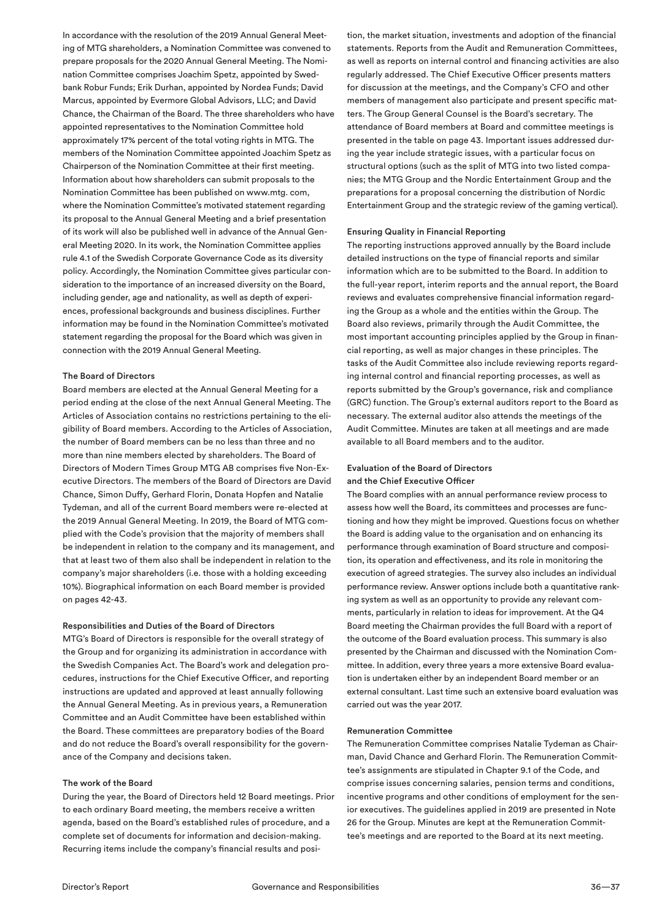In accordance with the resolution of the 2019 Annual General Meeting of MTG shareholders, a Nomination Committee was convened to prepare proposals for the 2020 Annual General Meeting. The Nomination Committee comprises Joachim Spetz, appointed by Swedbank Robur Funds; Erik Durhan, appointed by Nordea Funds; David Marcus, appointed by Evermore Global Advisors, LLC; and David Chance, the Chairman of the Board. The three shareholders who have appointed representatives to the Nomination Committee hold approximately 17% percent of the total voting rights in MTG. The members of the Nomination Committee appointed Joachim Spetz as Chairperson of the Nomination Committee at their first meeting. Information about how shareholders can submit proposals to the Nomination Committee has been published on www.mtg. com, where the Nomination Committee's motivated statement regarding its proposal to the Annual General Meeting and a brief presentation of its work will also be published well in advance of the Annual General Meeting 2020. In its work, the Nomination Committee applies rule 4.1 of the Swedish Corporate Governance Code as its diversity policy. Accordingly, the Nomination Committee gives particular consideration to the importance of an increased diversity on the Board, including gender, age and nationality, as well as depth of experiences, professional backgrounds and business disciplines. Further information may be found in the Nomination Committee's motivated statement regarding the proposal for the Board which was given in connection with the 2019 Annual General Meeting.

#### The Board of Directors

Board members are elected at the Annual General Meeting for a period ending at the close of the next Annual General Meeting. The Articles of Association contains no restrictions pertaining to the eligibility of Board members. According to the Articles of Association, the number of Board members can be no less than three and no more than nine members elected by shareholders. The Board of Directors of Modern Times Group MTG AB comprises five Non-Executive Directors. The members of the Board of Directors are David Chance, Simon Duffy, Gerhard Florin, Donata Hopfen and Natalie Tydeman, and all of the current Board members were re-elected at the 2019 Annual General Meeting. In 2019, the Board of MTG complied with the Code's provision that the majority of members shall be independent in relation to the company and its management, and that at least two of them also shall be independent in relation to the company's major shareholders (i.e. those with a holding exceeding 10%). Biographical information on each Board member is provided on pages 42-43.

#### Responsibilities and Duties of the Board of Directors

MTG's Board of Directors is responsible for the overall strategy of the Group and for organizing its administration in accordance with the Swedish Companies Act. The Board's work and delegation procedures, instructions for the Chief Executive Officer, and reporting instructions are updated and approved at least annually following the Annual General Meeting. As in previous years, a Remuneration Committee and an Audit Committee have been established within the Board. These committees are preparatory bodies of the Board and do not reduce the Board's overall responsibility for the governance of the Company and decisions taken.

#### The work of the Board

During the year, the Board of Directors held 12 Board meetings. Prior to each ordinary Board meeting, the members receive a written agenda, based on the Board's established rules of procedure, and a complete set of documents for information and decision-making. Recurring items include the company's financial results and position, the market situation, investments and adoption of the financial statements. Reports from the Audit and Remuneration Committees, as well as reports on internal control and financing activities are also regularly addressed. The Chief Executive Officer presents matters for discussion at the meetings, and the Company's CFO and other members of management also participate and present specific matters. The Group General Counsel is the Board's secretary. The attendance of Board members at Board and committee meetings is presented in the table on page 43. Important issues addressed during the year include strategic issues, with a particular focus on structural options (such as the split of MTG into two listed companies; the MTG Group and the Nordic Entertainment Group and the preparations for a proposal concerning the distribution of Nordic Entertainment Group and the strategic review of the gaming vertical).

#### Ensuring Quality in Financial Reporting

The reporting instructions approved annually by the Board include detailed instructions on the type of financial reports and similar information which are to be submitted to the Board. In addition to the full-year report, interim reports and the annual report, the Board reviews and evaluates comprehensive financial information regarding the Group as a whole and the entities within the Group. The Board also reviews, primarily through the Audit Committee, the most important accounting principles applied by the Group in financial reporting, as well as major changes in these principles. The tasks of the Audit Committee also include reviewing reports regarding internal control and financial reporting processes, as well as reports submitted by the Group's governance, risk and compliance (GRC) function. The Group's external auditors report to the Board as necessary. The external auditor also attends the meetings of the Audit Committee. Minutes are taken at all meetings and are made available to all Board members and to the auditor.

#### Evaluation of the Board of Directors and the Chief Executive Officer

The Board complies with an annual performance review process to assess how well the Board, its committees and processes are functioning and how they might be improved. Questions focus on whether the Board is adding value to the organisation and on enhancing its performance through examination of Board structure and composition, its operation and effectiveness, and its role in monitoring the execution of agreed strategies. The survey also includes an individual performance review. Answer options include both a quantitative ranking system as well as an opportunity to provide any relevant comments, particularly in relation to ideas for improvement. At the Q4 Board meeting the Chairman provides the full Board with a report of the outcome of the Board evaluation process. This summary is also presented by the Chairman and discussed with the Nomination Committee. In addition, every three years a more extensive Board evaluation is undertaken either by an independent Board member or an external consultant. Last time such an extensive board evaluation was carried out was the year 2017.

#### Remuneration Committee

The Remuneration Committee comprises Natalie Tydeman as Chairman, David Chance and Gerhard Florin. The Remuneration Committee's assignments are stipulated in Chapter 9.1 of the Code, and comprise issues concerning salaries, pension terms and conditions, incentive programs and other conditions of employment for the senior executives. The guidelines applied in 2019 are presented in Note 26 for the Group. Minutes are kept at the Remuneration Committee's meetings and are reported to the Board at its next meeting.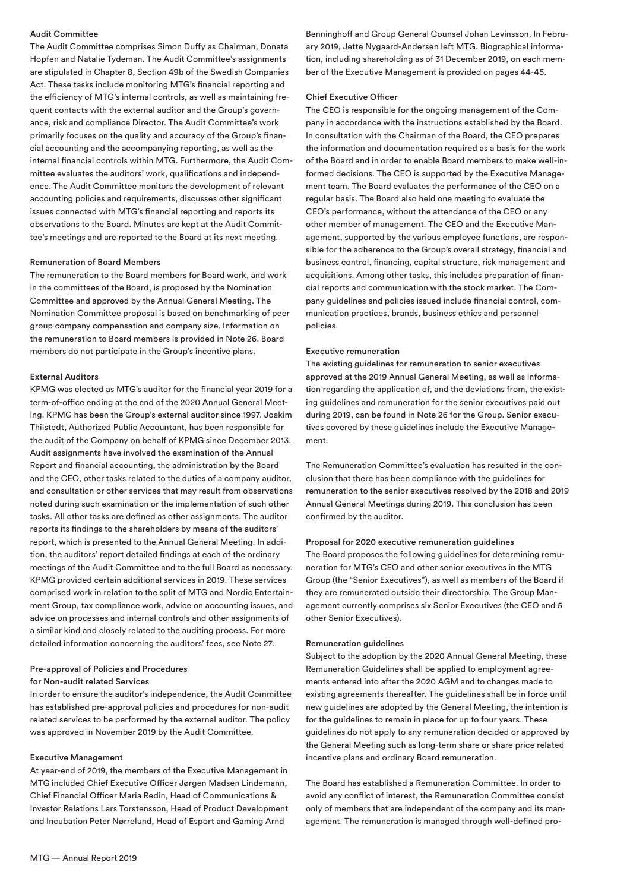## Audit Committee

The Audit Committee comprises Simon Duffy as Chairman, Donata Hopfen and Natalie Tydeman. The Audit Committee's assignments are stipulated in Chapter 8, Section 49b of the Swedish Companies Act. These tasks include monitoring MTG's financial reporting and the efficiency of MTG's internal controls, as well as maintaining frequent contacts with the external auditor and the Group's governance, risk and compliance Director. The Audit Committee's work primarily focuses on the quality and accuracy of the Group's financial accounting and the accompanying reporting, as well as the internal financial controls within MTG. Furthermore, the Audit Committee evaluates the auditors' work, qualifications and independence. The Audit Committee monitors the development of relevant accounting policies and requirements, discusses other significant issues connected with MTG's financial reporting and reports its observations to the Board. Minutes are kept at the Audit Committee's meetings and are reported to the Board at its next meeting.

## Remuneration of Board Members

The remuneration to the Board members for Board work, and work in the committees of the Board, is proposed by the Nomination Committee and approved by the Annual General Meeting. The Nomination Committee proposal is based on benchmarking of peer group company compensation and company size. Information on the remuneration to Board members is provided in Note 26. Board members do not participate in the Group's incentive plans.

## External Auditors

KPMG was elected as MTG's auditor for the financial year 2019 for a term-of-office ending at the end of the 2020 Annual General Meeting. KPMG has been the Group's external auditor since 1997. Joakim Thilstedt, Authorized Public Accountant, has been responsible for the audit of the Company on behalf of KPMG since December 2013. Audit assignments have involved the examination of the Annual Report and financial accounting, the administration by the Board and the CEO, other tasks related to the duties of a company auditor, and consultation or other services that may result from observations noted during such examination or the implementation of such other tasks. All other tasks are defined as other assignments. The auditor reports its findings to the shareholders by means of the auditors' report, which is presented to the Annual General Meeting. In addition, the auditors' report detailed findings at each of the ordinary meetings of the Audit Committee and to the full Board as necessary. KPMG provided certain additional services in 2019. These services comprised work in relation to the split of MTG and Nordic Entertainment Group, tax compliance work, advice on accounting issues, and advice on processes and internal controls and other assignments of a similar kind and closely related to the auditing process. For more detailed information concerning the auditors' fees, see Note 27.

## Pre-approval of Policies and Procedures for Non-audit related Services

In order to ensure the auditor's independence, the Audit Committee has established pre-approval policies and procedures for non-audit related services to be performed by the external auditor. The policy was approved in November 2019 by the Audit Committee.

## Executive Management

At year-end of 2019, the members of the Executive Management in MTG included Chief Executive Officer Jørgen Madsen Lindemann, Chief Financial Officer Maria Redin, Head of Communications & Investor Relations Lars Torstensson, Head of Product Development and Incubation Peter Nørrelund, Head of Esport and Gaming Arnd Benninghoff and Group General Counsel Johan Levinsson. In February 2019, Jette Nygaard-Andersen left MTG. Biographical information, including shareholding as of 31 December 2019, on each member of the Executive Management is provided on pages 44-45.

## Chief Executive Officer

The CEO is responsible for the ongoing management of the Company in accordance with the instructions established by the Board. In consultation with the Chairman of the Board, the CEO prepares the information and documentation required as a basis for the work of the Board and in order to enable Board members to make well-informed decisions. The CEO is supported by the Executive Management team. The Board evaluates the performance of the CEO on a regular basis. The Board also held one meeting to evaluate the CEO's performance, without the attendance of the CEO or any other member of management. The CEO and the Executive Management, supported by the various employee functions, are responsible for the adherence to the Group's overall strategy, financial and business control, financing, capital structure, risk management and acquisitions. Among other tasks, this includes preparation of financial reports and communication with the stock market. The Company guidelines and policies issued include financial control, communication practices, brands, business ethics and personnel policies.

## Executive remuneration

The existing guidelines for remuneration to senior executives approved at the 2019 Annual General Meeting, as well as information regarding the application of, and the deviations from, the existing guidelines and remuneration for the senior executives paid out during 2019, can be found in Note 26 for the Group. Senior executives covered by these guidelines include the Executive Management.

The Remuneration Committee's evaluation has resulted in the conclusion that there has been compliance with the guidelines for remuneration to the senior executives resolved by the 2018 and 2019 Annual General Meetings during 2019. This conclusion has been confirmed by the auditor.

## Proposal for 2020 executive remuneration guidelines

The Board proposes the following guidelines for determining remuneration for MTG's CEO and other senior executives in the MTG Group (the "Senior Executives"), as well as members of the Board if they are remunerated outside their directorship. The Group Management currently comprises six Senior Executives (the CEO and 5 other Senior Executives).

## Remuneration guidelines

Subject to the adoption by the 2020 Annual General Meeting, these Remuneration Guidelines shall be applied to employment agreements entered into after the 2020 AGM and to changes made to existing agreements thereafter. The guidelines shall be in force until new guidelines are adopted by the General Meeting, the intention is for the guidelines to remain in place for up to four years. These guidelines do not apply to any remuneration decided or approved by the General Meeting such as long-term share or share price related incentive plans and ordinary Board remuneration.

The Board has established a Remuneration Committee. In order to avoid any conflict of interest, the Remuneration Committee consist only of members that are independent of the company and its management. The remuneration is managed through well-defined pro-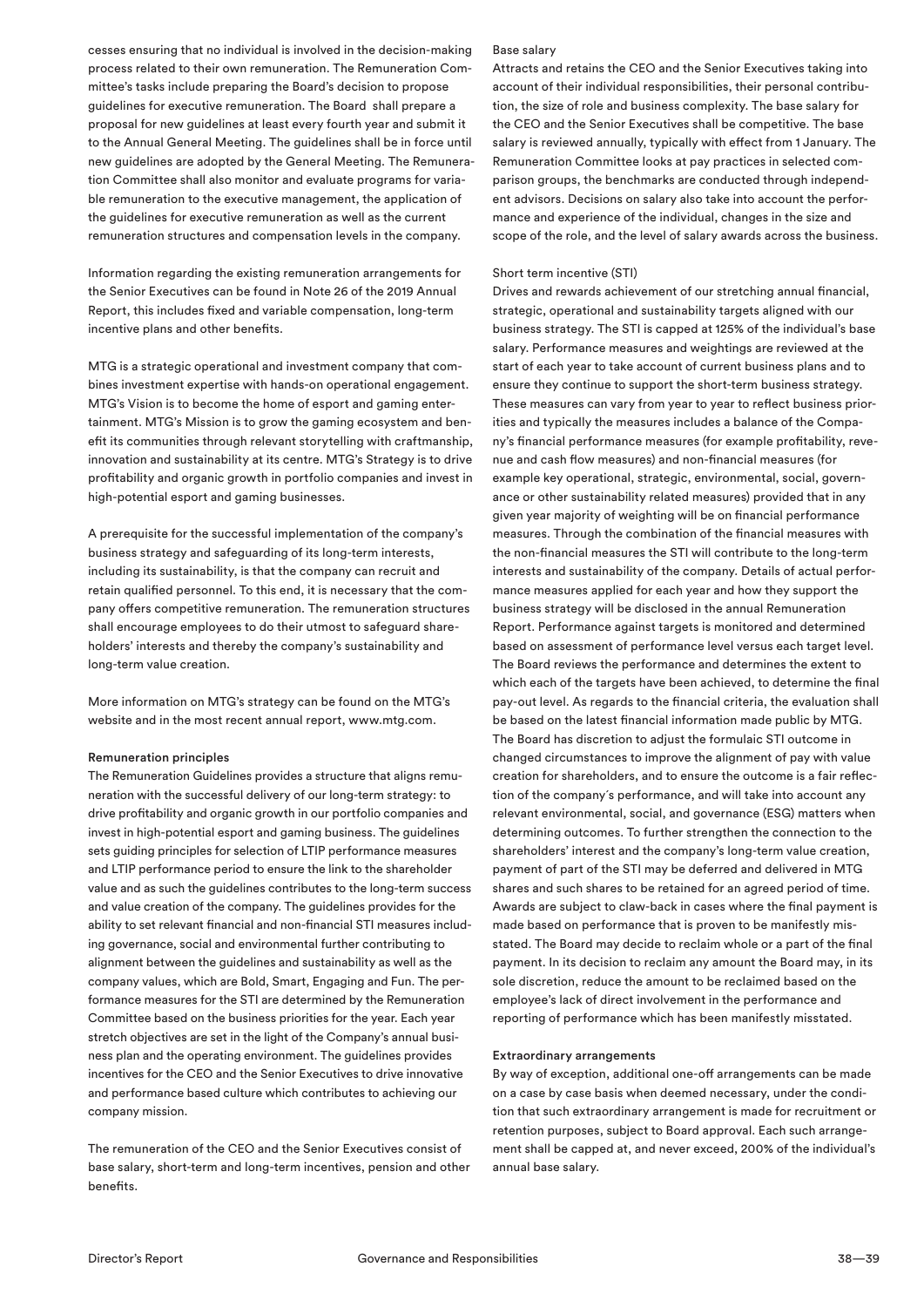cesses ensuring that no individual is involved in the decision-making process related to their own remuneration. The Remuneration Committee's tasks include preparing the Board's decision to propose guidelines for executive remuneration. The Board shall prepare a proposal for new guidelines at least every fourth year and submit it to the Annual General Meeting. The guidelines shall be in force until new guidelines are adopted by the General Meeting. The Remuneration Committee shall also monitor and evaluate programs for variable remuneration to the executive management, the application of the guidelines for executive remuneration as well as the current remuneration structures and compensation levels in the company.

Information regarding the existing remuneration arrangements for the Senior Executives can be found in Note 26 of the 2019 Annual Report, this includes fixed and variable compensation, long-term incentive plans and other benefits.

MTG is a strategic operational and investment company that combines investment expertise with hands-on operational engagement. MTG's Vision is to become the home of esport and gaming entertainment. MTG's Mission is to grow the gaming ecosystem and benefit its communities through relevant storytelling with craftmanship, innovation and sustainability at its centre. MTG's Strategy is to drive profitability and organic growth in portfolio companies and invest in high-potential esport and gaming businesses.

A prerequisite for the successful implementation of the company's business strategy and safeguarding of its long-term interests, including its sustainability, is that the company can recruit and retain qualified personnel. To this end, it is necessary that the company offers competitive remuneration. The remuneration structures shall encourage employees to do their utmost to safeguard shareholders' interests and thereby the company's sustainability and long-term value creation.

More information on MTG's strategy can be found on the MTG's website and in the most recent annual report, www.mtg.com.

#### Remuneration principles

The Remuneration Guidelines provides a structure that aligns remuneration with the successful delivery of our long-term strategy: to drive profitability and organic growth in our portfolio companies and invest in high-potential esport and gaming business. The guidelines sets guiding principles for selection of LTIP performance measures and LTIP performance period to ensure the link to the shareholder value and as such the guidelines contributes to the long-term success and value creation of the company. The guidelines provides for the ability to set relevant financial and non-financial STI measures including governance, social and environmental further contributing to alignment between the guidelines and sustainability as well as the company values, which are Bold, Smart, Engaging and Fun. The performance measures for the STI are determined by the Remuneration Committee based on the business priorities for the year. Each year stretch objectives are set in the light of the Company's annual business plan and the operating environment. The guidelines provides incentives for the CEO and the Senior Executives to drive innovative and performance based culture which contributes to achieving our company mission.

The remuneration of the CEO and the Senior Executives consist of base salary, short-term and long-term incentives, pension and other benefits.

Base salary

Attracts and retains the CEO and the Senior Executives taking into account of their individual responsibilities, their personal contribution, the size of role and business complexity. The base salary for the CEO and the Senior Executives shall be competitive. The base salary is reviewed annually, typically with effect from 1 January. The Remuneration Committee looks at pay practices in selected comparison groups, the benchmarks are conducted through independent advisors. Decisions on salary also take into account the performance and experience of the individual, changes in the size and scope of the role, and the level of salary awards across the business.

Short term incentive (STI)

Drives and rewards achievement of our stretching annual financial, strategic, operational and sustainability targets aligned with our business strategy. The STI is capped at 125% of the individual's base salary. Performance measures and weightings are reviewed at the start of each year to take account of current business plans and to ensure they continue to support the short-term business strategy. These measures can vary from year to year to reflect business priorities and typically the measures includes a balance of the Company's financial performance measures (for example profitability, revenue and cash flow measures) and non-financial measures (for example key operational, strategic, environmental, social, governance or other sustainability related measures) provided that in any given year majority of weighting will be on financial performance measures. Through the combination of the financial measures with the non-financial measures the STI will contribute to the long-term interests and sustainability of the company. Details of actual performance measures applied for each year and how they support the business strategy will be disclosed in the annual Remuneration Report. Performance against targets is monitored and determined based on assessment of performance level versus each target level. The Board reviews the performance and determines the extent to which each of the targets have been achieved, to determine the final pay-out level. As regards to the financial criteria, the evaluation shall be based on the latest financial information made public by MTG. The Board has discretion to adjust the formulaic STI outcome in changed circumstances to improve the alignment of pay with value creation for shareholders, and to ensure the outcome is a fair reflection of the company´s performance, and will take into account any relevant environmental, social, and governance (ESG) matters when determining outcomes. To further strengthen the connection to the shareholders' interest and the company's long-term value creation, payment of part of the STI may be deferred and delivered in MTG shares and such shares to be retained for an agreed period of time. Awards are subject to claw-back in cases where the final payment is made based on performance that is proven to be manifestly misstated. The Board may decide to reclaim whole or a part of the final payment. In its decision to reclaim any amount the Board may, in its sole discretion, reduce the amount to be reclaimed based on the employee's lack of direct involvement in the performance and reporting of performance which has been manifestly misstated.

#### Extraordinary arrangements

By way of exception, additional one-off arrangements can be made on a case by case basis when deemed necessary, under the condition that such extraordinary arrangement is made for recruitment or retention purposes, subject to Board approval. Each such arrangement shall be capped at, and never exceed, 200% of the individual's annual base salary.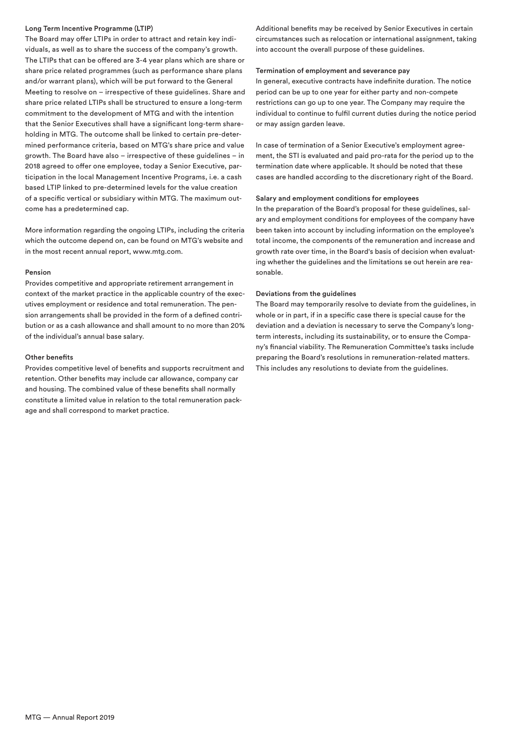### Long Term Incentive Programme (LTIP)

The Board may offer LTIPs in order to attract and retain key individuals, as well as to share the success of the company's growth. The LTIPs that can be offered are 3-4 year plans which are share or share price related programmes (such as performance share plans and/or warrant plans), which will be put forward to the General Meeting to resolve on – irrespective of these guidelines. Share and share price related LTIPs shall be structured to ensure a long-term commitment to the development of MTG and with the intention that the Senior Executives shall have a significant long-term shareholding in MTG. The outcome shall be linked to certain pre-determined performance criteria, based on MTG's share price and value growth. The Board have also – irrespective of these guidelines – in 2018 agreed to offer one employee, today a Senior Executive, participation in the local Management Incentive Programs, i.e. a cash based LTIP linked to pre-determined levels for the value creation of a specific vertical or subsidiary within MTG. The maximum outcome has a predetermined cap.

More information regarding the ongoing LTIPs, including the criteria which the outcome depend on, can be found on MTG's website and in the most recent annual report, www.mtg.com.

### Pension

Provides competitive and appropriate retirement arrangement in context of the market practice in the applicable country of the executives employment or residence and total remuneration. The pension arrangements shall be provided in the form of a defined contribution or as a cash allowance and shall amount to no more than 20% of the individual's annual base salary.

### Other benefits

Provides competitive level of benefits and supports recruitment and retention. Other benefits may include car allowance, company car and housing. The combined value of these benefits shall normally constitute a limited value in relation to the total remuneration package and shall correspond to market practice.

Additional benefits may be received by Senior Executives in certain circumstances such as relocation or international assignment, taking into account the overall purpose of these guidelines.

### Termination of employment and severance pay

In general, executive contracts have indefinite duration. The notice period can be up to one year for either party and non-compete restrictions can go up to one year. The Company may require the individual to continue to fulfil current duties during the notice period or may assign garden leave.

In case of termination of a Senior Executive's employment agreement, the STI is evaluated and paid pro-rata for the period up to the termination date where applicable. It should be noted that these cases are handled according to the discretionary right of the Board.

### Salary and employment conditions for employees

In the preparation of the Board's proposal for these guidelines, salary and employment conditions for employees of the company have been taken into account by including information on the employee's total income, the components of the remuneration and increase and growth rate over time, in the Board's basis of decision when evaluating whether the guidelines and the limitations se out herein are reasonable.

### Deviations from the guidelines

The Board may temporarily resolve to deviate from the guidelines, in whole or in part, if in a specific case there is special cause for the deviation and a deviation is necessary to serve the Company's long-term interests, including its sustainability, or to ensure the Company's financial viability. The Remuneration Committee's tasks include preparing the Board's resolutions in remuneration-related matters. This includes any resolutions to deviate from the guidelines.